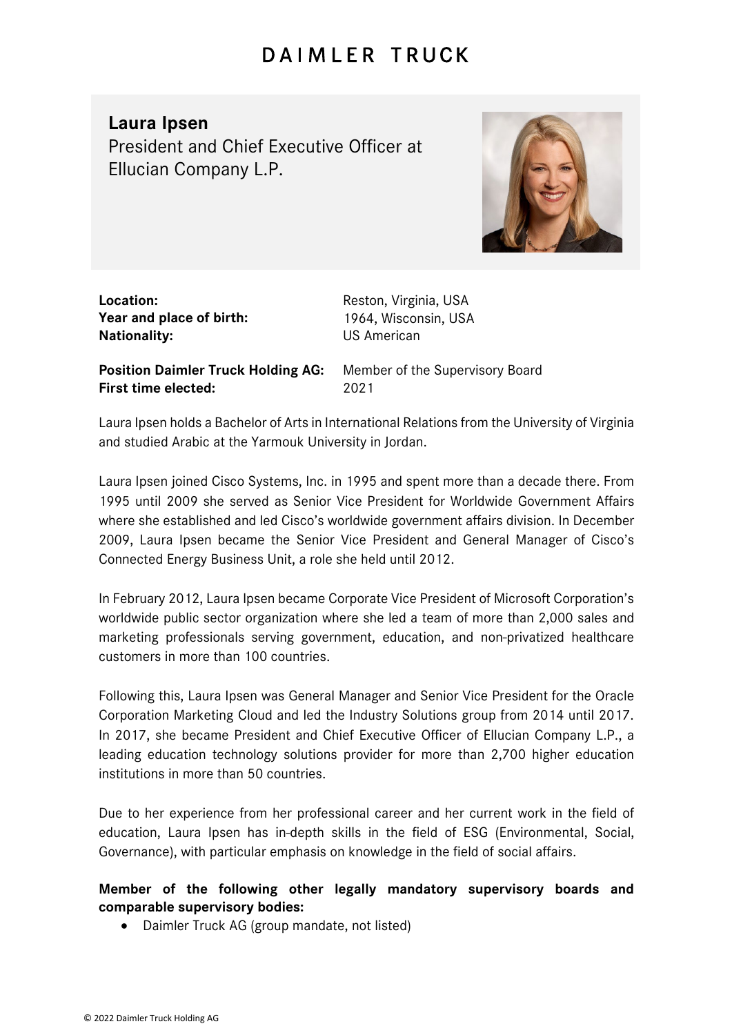# DAIMLER TRUCK

## Laura Ipsen

President and Chief Executive Officer at Ellucian Company L.P.

| | |
|---|---|
| **Location:** | Reston, Virginia, USA |
| **Year and place of birth:** | 1964, Wisconsin, USA |
| **Nationality:** | US American |
| **Position Daimler Truck Holding AG:** | Member of the Supervisory Board |
| **First time elected:** | 2021 |

Laura Ipsen holds a Bachelor of Arts in International Relations from the University of Virginia and studied Arabic at the Yarmouk University in Jordan.

Laura Ipsen joined Cisco Systems, Inc. in 1995 and spent more than a decade there. From 1995 until 2009 she served as Senior Vice President for Worldwide Government Affairs where she established and led Cisco's worldwide government affairs division. In December 2009, Laura Ipsen became the Senior Vice President and General Manager of Cisco's Connected Energy Business Unit, a role she held until 2012.

In February 2012, Laura Ipsen became Corporate Vice President of Microsoft Corporation's worldwide public sector organization where she led a team of more than 2,000 sales and marketing professionals serving government, education, and non-privatized healthcare customers in more than 100 countries.

Following this, Laura Ipsen was General Manager and Senior Vice President for the Oracle Corporation Marketing Cloud and led the Industry Solutions group from 2014 until 2017. In 2017, she became President and Chief Executive Officer of Ellucian Company L.P., a leading education technology solutions provider for more than 2,700 higher education institutions in more than 50 countries.

Due to her experience from her professional career and her current work in the field of education, Laura Ipsen has in-depth skills in the field of ESG (Environmental, Social, Governance), with particular emphasis on knowledge in the field of social affairs.

**Member of the following other legally mandatory supervisory boards and comparable supervisory bodies:**

- Daimler Truck AG (group mandate, not listed)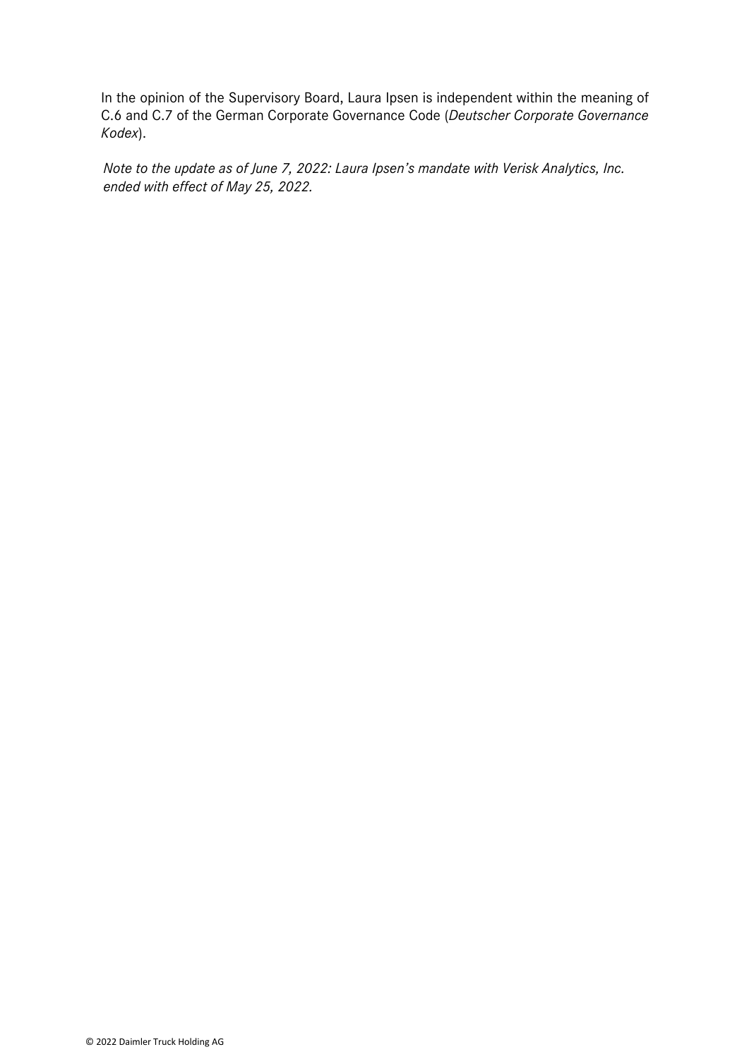In the opinion of the Supervisory Board, Laura Ipsen is independent within the meaning of C.6 and C.7 of the German Corporate Governance Code (*Deutscher Corporate Governance Kodex*).

*Note to the update as of June 7, 2022: Laura Ipsen's mandate with Verisk Analytics, Inc. ended with effect of May 25, 2022.*